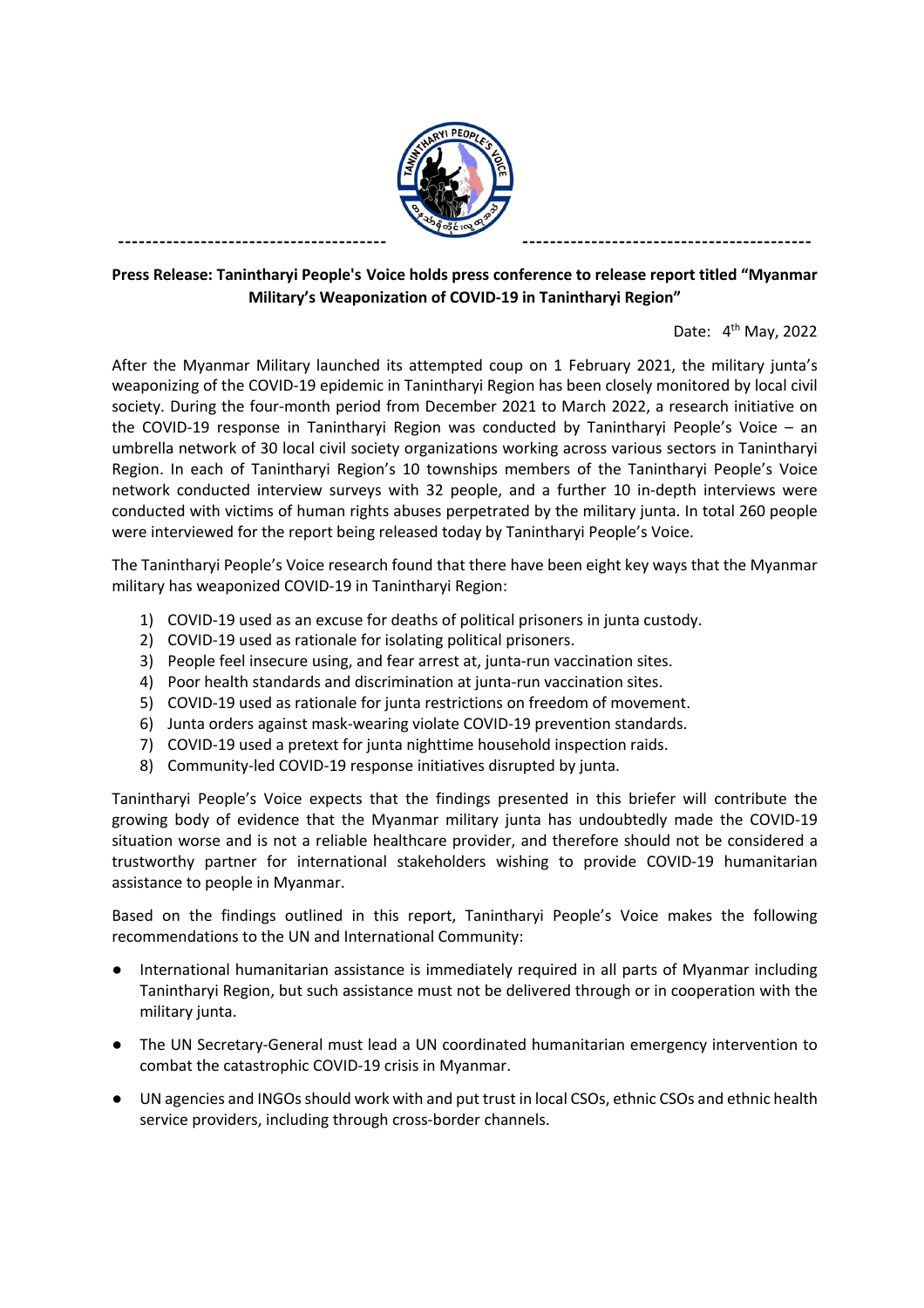**Press Release: Tanintharyi People's Voice holds press conference to release report titled "Myanmar Military's Weaponization of COVID-19 in Tanintharyi Region"**

Date: 4th May, 2022

After the Myanmar Military launched its attempted coup on 1 February 2021, the military junta's weaponizing of the COVID-19 epidemic in Tanintharyi Region has been closely monitored by local civil society. During the four-month period from December 2021 to March 2022, a research initiative on the COVID-19 response in Tanintharyi Region was conducted by Tanintharyi People's Voice – an umbrella network of 30 local civil society organizations working across various sectors in Tanintharyi Region. In each of Tanintharyi Region's 10 townships members of the Tanintharyi People's Voice network conducted interview surveys with 32 people, and a further 10 in-depth interviews were conducted with victims of human rights abuses perpetrated by the military junta. In total 260 people were interviewed for the report being released today by Tanintharyi People's Voice.

The Tanintharyi People's Voice research found that there have been eight key ways that the Myanmar military has weaponized COVID-19 in Tanintharyi Region:

1) COVID-19 used as an excuse for deaths of political prisoners in junta custody.
2) COVID-19 used as rationale for isolating political prisoners.
3) People feel insecure using, and fear arrest at, junta-run vaccination sites.
4) Poor health standards and discrimination at junta-run vaccination sites.
5) COVID-19 used as rationale for junta restrictions on freedom of movement.
6) Junta orders against mask-wearing violate COVID-19 prevention standards.
7) COVID-19 used a pretext for junta nighttime household inspection raids.
8) Community-led COVID-19 response initiatives disrupted by junta.

Tanintharyi People's Voice expects that the findings presented in this briefer will contribute the growing body of evidence that the Myanmar military junta has undoubtedly made the COVID-19 situation worse and is not a reliable healthcare provider, and therefore should not be considered a trustworthy partner for international stakeholders wishing to provide COVID-19 humanitarian assistance to people in Myanmar.

Based on the findings outlined in this report, Tanintharyi People's Voice makes the following recommendations to the UN and International Community:

- International humanitarian assistance is immediately required in all parts of Myanmar including Tanintharyi Region, but such assistance must not be delivered through or in cooperation with the military junta.
- The UN Secretary-General must lead a UN coordinated humanitarian emergency intervention to combat the catastrophic COVID-19 crisis in Myanmar.
- UN agencies and INGOs should work with and put trust in local CSOs, ethnic CSOs and ethnic health service providers, including through cross-border channels.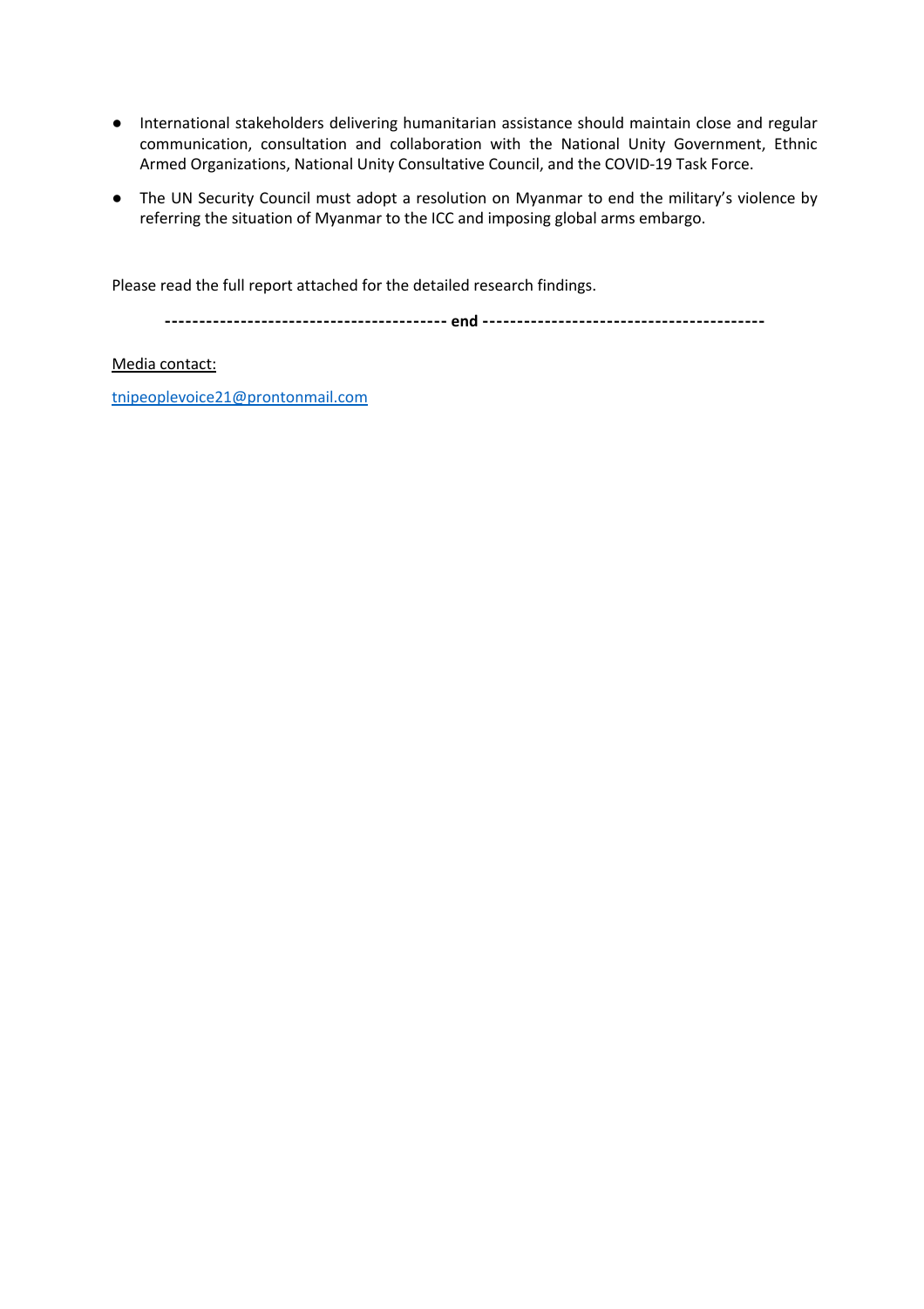- International stakeholders delivering humanitarian assistance should maintain close and regular communication, consultation and collaboration with the National Unity Government, Ethnic Armed Organizations, National Unity Consultative Council, and the COVID-19 Task Force.
- The UN Security Council must adopt a resolution on Myanmar to end the military's violence by referring the situation of Myanmar to the ICC and imposing global arms embargo.

Please read the full report attached for the detailed research findings.

**---------------------------------------- end ----------------------------------------**

Media contact:

tnipeoplevoice21@prontonmail.com